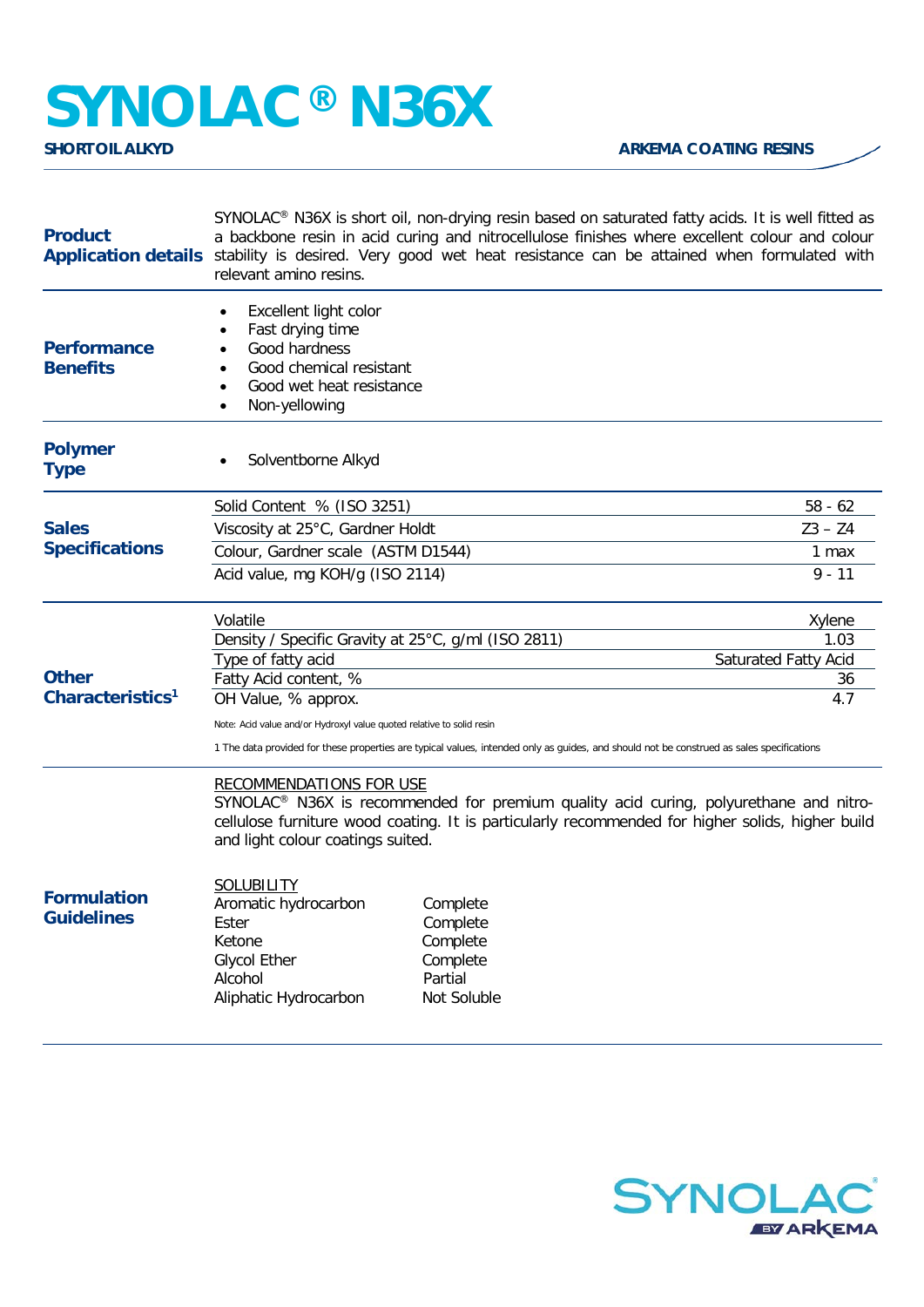# SYNOLAC® N36X

**SHORT OIL ALKYD** | **ARKEMA COATING RESINS**

## Product Application details

SYNOLAC® N36X is short oil, non-drying resin based on saturated fatty acids. It is well fitted as a backbone resin in acid curing and nitrocellulose finishes where excellent colour and colour stability is desired. Very good wet heat resistance can be attained when formulated with relevant amino resins.

## Performance Benefits

- Excellent light color
- Fast drying time
- Good hardness
- Good chemical resistant
- Good wet heat resistance
- Non-yellowing

## Polymer Type

- Solventborne Alkyd

## Sales Specifications

| Property | Value |
|---|---|
| Solid Content % (ISO 3251) | 58 - 62 |
| Viscosity at 25°C, Gardner Holdt | Z3 – Z4 |
| Colour, Gardner scale (ASTM D1544) | 1 max |
| Acid value, mg KOH/g (ISO 2114) | 9 - 11 |

## Other Characteristics[1]

| Property | Value |
|---|---|
| Volatile | Xylene |
| Density / Specific Gravity at 25°C, g/ml (ISO 2811) | 1.03 |
| Type of fatty acid | Saturated Fatty Acid |
| Fatty Acid content, % | 36 |
| OH Value, % approx. | 4.7 |

Note: Acid value and/or Hydroxyl value quoted relative to solid resin

1 The data provided for these properties are typical values, intended only as guides, and should not be construed as sales specifications

## Formulation Guidelines

RECOMMENDATIONS FOR USE

SYNOLAC® N36X is recommended for premium quality acid curing, polyurethane and nitro-cellulose furniture wood coating. It is particularly recommended for higher solids, higher build and light colour coatings suited.

SOLUBILITY

| Solvent | Solubility |
|---|---|
| Aromatic hydrocarbon | Complete |
| Ester | Complete |
| Ketone | Complete |
| Glycol Ether | Complete |
| Alcohol | Partial |
| Aliphatic Hydrocarbon | Not Soluble |

SYNOLAC® BY ARKEMA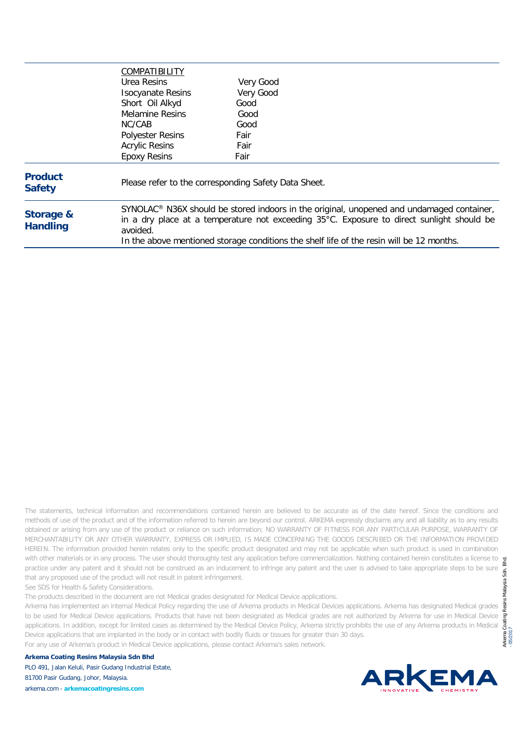| | | |
|---|---|---|
| | COMPATIBILITY | |
| | Urea Resins | Very Good |
| | Isocyanate Resins | Very Good |
| | Short Oil Alkyd | Good |
| | Melamine Resins | Good |
| | NC/CAB | Good |
| | Polyester Resins | Fair |
| | Acrylic Resins | Fair |
| | Epoxy Resins | Fair |

**Product Safety**

Please refer to the corresponding Safety Data Sheet.

**Storage & Handling**

SYNOLAC® N36X should be stored indoors in the original, unopened and undamaged container, in a dry place at a temperature not exceeding 35°C. Exposure to direct sunlight should be avoided.
In the above mentioned storage conditions the shelf life of the resin will be 12 months.

The statements, technical information and recommendations contained herein are believed to be accurate as of the date hereof. Since the conditions and methods of use of the product and of the information referred to herein are beyond our control, ARKEMA expressly disclaims any and all liability as to any results obtained or arising from any use of the product or reliance on such information; NO WARRANTY OF FITNESS FOR ANY PARTICULAR PURPOSE, WARRANTY OF MERCHANTABILITY OR ANY OTHER WARRANTY, EXPRESS OR IMPLIED, IS MADE CONCERNING THE GOODS DESCRIBED OR THE INFORMATION PROVIDED HEREIN. The information provided herein relates only to the specific product designated and may not be applicable when such product is used in combination with other materials or in any process. The user should thoroughly test any application before commercialization. Nothing contained herein constitutes a license to practice under any patent and it should not be construed as an inducement to infringe any patent and the user is advised to take appropriate steps to be sure that any proposed use of the product will not result in patent infringement.
See SDS for Health & Safety Considerations.
The products described in the document are not Medical grades designated for Medical Device applications.
Arkema has implemented an internal Medical Policy regarding the use of Arkema products in Medical Devices applications. Arkema has designated Medical grades to be used for Medical Device applications. Products that have not been designated as Medical grades are not authorized by Arkema for use in Medical Device applications. In addition, except for limited cases as determined by the Medical Device Policy, Arkema strictly prohibits the use of any Arkema products in Medical Device applications that are implanted in the body or in contact with bodily fluids or tissues for greater than 30 days.
For any use of Arkema's product in Medical Device applications, please contact Arkema's sales network.

**Arkema Coating Resins Malaysia Sdn Bhd**
PLO 491, Jalan Keluli, Pasir Gudang Industrial Estate,
81700 Pasir Gudang, Johor, Malaysia.
arkema.com - **arkemacoatingresins.com**

Arkema Coating Resins Malaysia Sdn. Bhd. - 05/2017

ARKEMA INNOVATIVE CHEMISTRY